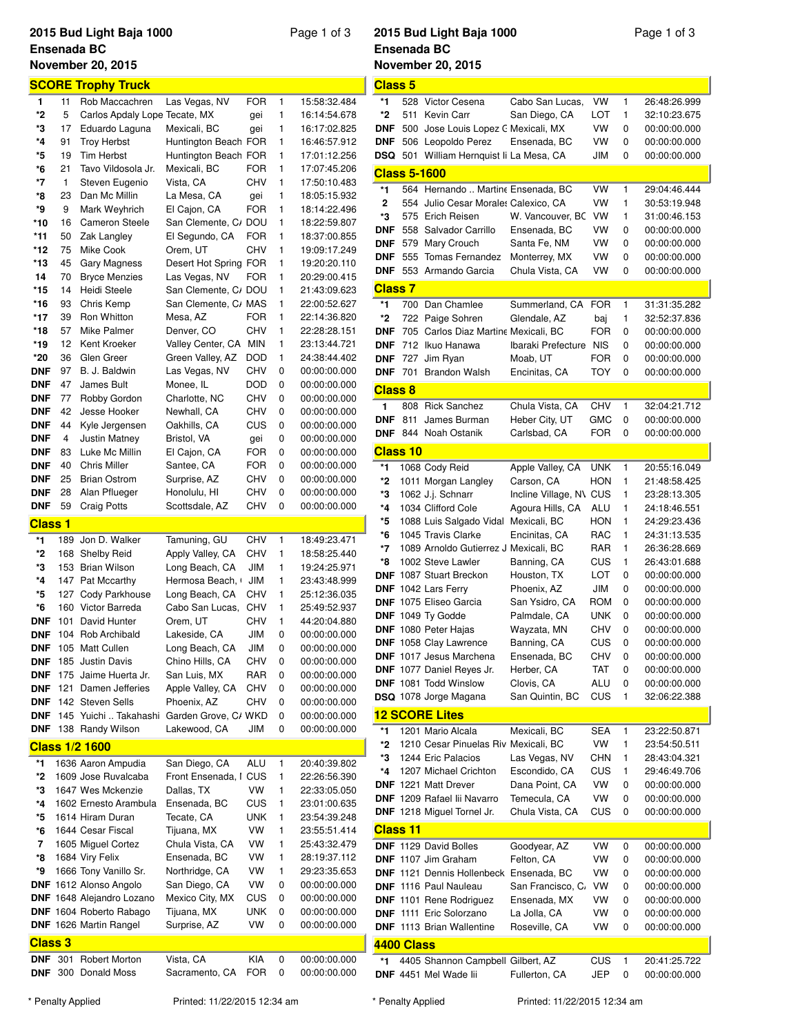# 2015 Bud Light Baja 1000

**Ensenada BC**

**November 20, 2015**

## SCORE Trophy Truck

| Pos | No. | Name | Hometown | Mfr | Laps | Time |
|---|---|---|---|---|---|---|
| 1 | 11 | Rob Maccachren | Las Vegas, NV | FOR | 1 | 15:58:32.484 |
| *2 | 5 | Carlos Apdaly Lope | Tecate, MX | gei | 1 | 16:14:54.678 |
| *3 | 17 | Eduardo Laguna | Mexicali, BC | gei | 1 | 16:17:02.825 |
| *4 | 91 | Troy Herbst | Huntington Beach | FOR | 1 | 16:46:57.912 |
| *5 | 19 | Tim Herbst | Huntington Beach | FOR | 1 | 17:01:12.256 |
| *6 | 21 | Tavo Vildosola Jr. | Mexicali, BC | FOR | 1 | 17:07:45.206 |
| *7 | 1 | Steven Eugenio | Vista, CA | CHV | 1 | 17:50:10.483 |
| *8 | 23 | Dan Mc Millin | La Mesa, CA | gei | 1 | 18:05:15.932 |
| *9 | 9 | Mark Weyhrich | El Cajon, CA | FOR | 1 | 18:14:22.496 |
| *10 | 16 | Cameron Steele | San Clemente, C/ | DOU | 1 | 18:22:59.807 |
| *11 | 50 | Zak Langley | El Segundo, CA | FOR | 1 | 18:37:00.855 |
| *12 | 75 | Mike Cook | Orem, UT | CHV | 1 | 19:09:17.249 |
| *13 | 45 | Gary Magness | Desert Hot Spring | FOR | 1 | 19:20:20.110 |
| 14 | 70 | Bryce Menzies | Las Vegas, NV | FOR | 1 | 20:29:40.415 |
| *15 | 14 | Heidi Steele | San Clemente, C/ | DOU | 1 | 21:43:09.623 |
| *16 | 93 | Chris Kemp | San Clemente, C/ | MAS | 1 | 22:00:52.627 |
| *17 | 39 | Ron Whitton | Mesa, AZ | FOR | 1 | 22:14:36.820 |
| *18 | 57 | Mike Palmer | Denver, CO | CHV | 1 | 22:28:28.151 |
| *19 | 12 | Kent Kroeker | Valley Center, CA | MIN | 1 | 23:13:44.721 |
| *20 | 36 | Glen Greer | Green Valley, AZ | DOD | 1 | 24:38:44.402 |
| DNF | 97 | B. J. Baldwin | Las Vegas, NV | CHV | 0 | 00:00:00.000 |
| DNF | 47 | James Bult | Monee, IL | DOD | 0 | 00:00:00.000 |
| DNF | 77 | Robby Gordon | Charlotte, NC | CHV | 0 | 00:00:00.000 |
| DNF | 42 | Jesse Hooker | Newhall, CA | CHV | 0 | 00:00:00.000 |
| DNF | 44 | Kyle Jergensen | Oakhills, CA | CUS | 0 | 00:00:00.000 |
| DNF | 4 | Justin Matney | Bristol, VA | gei | 0 | 00:00:00.000 |
| DNF | 83 | Luke Mc Millin | El Cajon, CA | FOR | 0 | 00:00:00.000 |
| DNF | 40 | Chris Miller | Santee, CA | FOR | 0 | 00:00:00.000 |
| DNF | 25 | Brian Ostrom | Surprise, AZ | CHV | 0 | 00:00:00.000 |
| DNF | 28 | Alan Pflueger | Honolulu, HI | CHV | 0 | 00:00:00.000 |
| DNF | 59 | Craig Potts | Scottsdale, AZ | CHV | 0 | 00:00:00.000 |

## Class 1

| Pos | No. | Name | Hometown | Mfr | Laps | Time |
|---|---|---|---|---|---|---|
| *1 | 189 | Jon D. Walker | Tamuning, GU | CHV | 1 | 18:49:23.471 |
| *2 | 168 | Shelby Reid | Apply Valley, CA | CHV | 1 | 18:58:25.440 |
| *3 | 153 | Brian Wilson | Long Beach, CA | JIM | 1 | 19:24:25.971 |
| *4 | 147 | Pat Mccarthy | Hermosa Beach, ( | JIM | 1 | 23:43:48.999 |
| *5 | 127 | Cody Parkhouse | Long Beach, CA | CHV | 1 | 25:12:36.035 |
| *6 | 160 | Victor Barreda | Cabo San Lucas, | CHV | 1 | 25:49:52.937 |
| DNF | 101 | David Hunter | Orem, UT | CHV | 1 | 44:20:04.880 |
| DNF | 104 | Rob Archibald | Lakeside, CA | JIM | 0 | 00:00:00.000 |
| DNF | 105 | Matt Cullen | Long Beach, CA | JIM | 0 | 00:00:00.000 |
| DNF | 185 | Justin Davis | Chino Hills, CA | CHV | 0 | 00:00:00.000 |
| DNF | 175 | Jaime Huerta Jr. | San Luis, MX | RAR | 0 | 00:00:00.000 |
| DNF | 121 | Damen Jefferies | Apple Valley, CA | CHV | 0 | 00:00:00.000 |
| DNF | 142 | Steven Sells | Phoenix, AZ | CHV | 0 | 00:00:00.000 |
| DNF | 145 | Yuichi .. Takahashi | Garden Grove, C/ | WKD | 0 | 00:00:00.000 |
| DNF | 138 | Randy Wilson | Lakewood, CA | JIM | 0 | 00:00:00.000 |

## Class 1/2 1600

| Pos | No. | Name | Hometown | Mfr | Laps | Time |
|---|---|---|---|---|---|---|
| *1 | 1636 | Aaron Ampudia | San Diego, CA | ALU | 1 | 20:40:39.802 |
| *2 | 1609 | Jose Ruvalcaba | Front Ensenada, I | CUS | 1 | 22:26:56.390 |
| *3 | 1647 | Wes Mckenzie | Dallas, TX | VW | 1 | 22:33:05.050 |
| *4 | 1602 | Ernesto Arambula | Ensenada, BC | CUS | 1 | 23:01:00.635 |
| *5 | 1614 | Hiram Duran | Tecate, CA | UNK | 1 | 23:54:39.248 |
| *6 | 1644 | Cesar Fiscal | Tijuana, MX | VW | 1 | 23:55:51.414 |
| 7 | 1605 | Miguel Cortez | Chula Vista, CA | VW | 1 | 25:43:32.479 |
| *8 | 1684 | Viry Felix | Ensenada, BC | VW | 1 | 28:19:37.112 |
| *9 | 1666 | Tony Vanillo Sr. | Northridge, CA | VW | 1 | 29:23:35.653 |
| DNF | 1612 | Alonso Angolo | San Diego, CA | VW | 0 | 00:00:00.000 |
| DNF | 1648 | Alejandro Lozano | Mexico City, MX | CUS | 0 | 00:00:00.000 |
| DNF | 1604 | Roberto Rabago | Tijuana, MX | UNK | 0 | 00:00:00.000 |
| DNF | 1626 | Martin Rangel | Surprise, AZ | VW | 0 | 00:00:00.000 |

## Class 3

| Pos | No. | Name | Hometown | Mfr | Laps | Time |
|---|---|---|---|---|---|---|
| DNF | 301 | Robert Morton | Vista, CA | KIA | 0 | 00:00:00.000 |
| DNF | 300 | Donald Moss | Sacramento, CA | FOR | 0 | 00:00:00.000 |

## Class 5

| Pos | No. | Name | Hometown | Mfr | Laps | Time |
|---|---|---|---|---|---|---|
| *1 | 528 | Victor Cesena | Cabo San Lucas, | VW | 1 | 26:48:26.999 |
| *2 | 511 | Kevin Carr | San Diego, CA | LOT | 1 | 32:10:23.675 |
| DNF | 500 | Jose Louis Lopez C | Mexicali, MX | VW | 0 | 00:00:00.000 |
| DNF | 506 | Leopoldo Perez | Ensenada, BC | VW | 0 | 00:00:00.000 |
| DSQ | 501 | William Hernquist Ii | La Mesa, CA | JIM | 0 | 00:00:00.000 |

## Class 5-1600

| Pos | No. | Name | Hometown | Mfr | Laps | Time |
|---|---|---|---|---|---|---|
| *1 | 564 | Hernando .. Martine | Ensenada, BC | VW | 1 | 29:04:46.444 |
| 2 | 554 | Julio Cesar Morales | Calexico, CA | VW | 1 | 30:53:19.948 |
| *3 | 575 | Erich Reisen | W. Vancouver, BC | VW | 1 | 31:00:46.153 |
| DNF | 558 | Salvador Carrillo | Ensenada, BC | VW | 0 | 00:00:00.000 |
| DNF | 579 | Mary Crouch | Santa Fe, NM | VW | 0 | 00:00:00.000 |
| DNF | 555 | Tomas Fernandez | Monterrey, MX | VW | 0 | 00:00:00.000 |
| DNF | 553 | Armando Garcia | Chula Vista, CA | VW | 0 | 00:00:00.000 |

## Class 7

| Pos | No. | Name | Hometown | Mfr | Laps | Time |
|---|---|---|---|---|---|---|
| *1 | 700 | Dan Chamlee | Summerland, CA | FOR | 1 | 31:31:35.282 |
| *2 | 722 | Paige Sohren | Glendale, AZ | baj | 1 | 32:52:37.836 |
| DNF | 705 | Carlos Diaz Martine | Mexicali, BC | FOR | 0 | 00:00:00.000 |
| DNF | 712 | Ikuo Hanawa | Ibaraki Prefecture | NIS | 0 | 00:00:00.000 |
| DNF | 727 | Jim Ryan | Moab, UT | FOR | 0 | 00:00:00.000 |
| DNF | 701 | Brandon Walsh | Encinitas, CA | TOY | 0 | 00:00:00.000 |

## Class 8

| Pos | No. | Name | Hometown | Mfr | Laps | Time |
|---|---|---|---|---|---|---|
| 1 | 808 | Rick Sanchez | Chula Vista, CA | CHV | 1 | 32:04:21.712 |
| DNF | 811 | James Burman | Heber City, UT | GMC | 0 | 00:00:00.000 |
| DNF | 844 | Noah Ostanik | Carlsbad, CA | FOR | 0 | 00:00:00.000 |

## Class 10

| Pos | No. | Name | Hometown | Mfr | Laps | Time |
|---|---|---|---|---|---|---|
| *1 | 1068 | Cody Reid | Apple Valley, CA | UNK | 1 | 20:55:16.049 |
| *2 | 1011 | Morgan Langley | Carson, CA | HON | 1 | 21:48:58.425 |
| *3 | 1062 | J.j. Schnarr | Incline Village, N\ | CUS | 1 | 23:28:13.305 |
| *4 | 1034 | Clifford Cole | Agoura Hills, CA | ALU | 1 | 24:18:46.551 |
| *5 | 1088 | Luis Salgado Vidal | Mexicali, BC | HON | 1 | 24:29:23.436 |
| *6 | 1045 | Travis Clarke | Encinitas, CA | RAC | 1 | 24:31:13.535 |
| *7 | 1089 | Arnoldo Gutierrez J | Mexicali, BC | RAR | 1 | 26:36:28.669 |
| *8 | 1002 | Steve Lawler | Banning, CA | CUS | 1 | 26:43:01.688 |
| DNF | 1087 | Stuart Breckon | Houston, TX | LOT | 0 | 00:00:00.000 |
| DNF | 1042 | Lars Ferry | Phoenix, AZ | JIM | 0 | 00:00:00.000 |
| DNF | 1075 | Eliseo Garcia | San Ysidro, CA | ROM | 0 | 00:00:00.000 |
| DNF | 1049 | Ty Godde | Palmdale, CA | UNK | 0 | 00:00:00.000 |
| DNF | 1080 | Peter Hajas | Wayzata, MN | CHV | 0 | 00:00:00.000 |
| DNF | 1058 | Clay Lawrence | Banning, CA | CUS | 0 | 00:00:00.000 |
| DNF | 1017 | Jesus Marchena | Ensenada, BC | CHV | 0 | 00:00:00.000 |
| DNF | 1077 | Daniel Reyes Jr. | Herber, CA | TAT | 0 | 00:00:00.000 |
| DNF | 1081 | Todd Winslow | Clovis, CA | ALU | 0 | 00:00:00.000 |
| DSQ | 1078 | Jorge Magana | San Quintin, BC | CUS | 1 | 32:06:22.388 |

## 12 SCORE Lites

| Pos | No. | Name | Hometown | Mfr | Laps | Time |
|---|---|---|---|---|---|---|
| *1 | 1201 | Mario Alcala | Mexicali, BC | SEA | 1 | 23:22:50.871 |
| *2 | 1210 | Cesar Pinuelas Riv | Mexicali, BC | VW | 1 | 23:54:50.511 |
| *3 | 1244 | Eric Palacios | Las Vegas, NV | CHN | 1 | 28:43:04.321 |
| *4 | 1207 | Michael Crichton | Escondido, CA | CUS | 1 | 29:46:49.706 |
| DNF | 1221 | Matt Drever | Dana Point, CA | VW | 0 | 00:00:00.000 |
| DNF | 1209 | Rafael Iii Navarro | Temecula, CA | VW | 0 | 00:00:00.000 |
| DNF | 1218 | Miguel Tornel Jr. | Chula Vista, CA | CUS | 0 | 00:00:00.000 |

## Class 11

| Pos | No. | Name | Hometown | Mfr | Laps | Time |
|---|---|---|---|---|---|---|
| DNF | 1129 | David Bolles | Goodyear, AZ | VW | 0 | 00:00:00.000 |
| DNF | 1107 | Jim Graham | Felton, CA | VW | 0 | 00:00:00.000 |
| DNF | 1121 | Dennis Hollenbeck | Ensenada, BC | VW | 0 | 00:00:00.000 |
| DNF | 1116 | Paul Nauleau | San Francisco, C/ | VW | 0 | 00:00:00.000 |
| DNF | 1101 | Rene Rodriguez | Ensenada, MX | VW | 0 | 00:00:00.000 |
| DNF | 1111 | Eric Solorzano | La Jolla, CA | VW | 0 | 00:00:00.000 |
| DNF | 1113 | Brian Wallentine | Roseville, CA | VW | 0 | 00:00:00.000 |

## 4400 Class

| Pos | No. | Name | Hometown | Mfr | Laps | Time |
|---|---|---|---|---|---|---|
| *1 | 4405 | Shannon Campbell | Gilbert, AZ | CUS | 1 | 20:41:25.722 |
| DNF | 4451 | Mel Wade Iii | Fullerton, CA | JEP | 0 | 00:00:00.000 |

\* Penalty Applied

Printed: 11/22/2015 12:34 am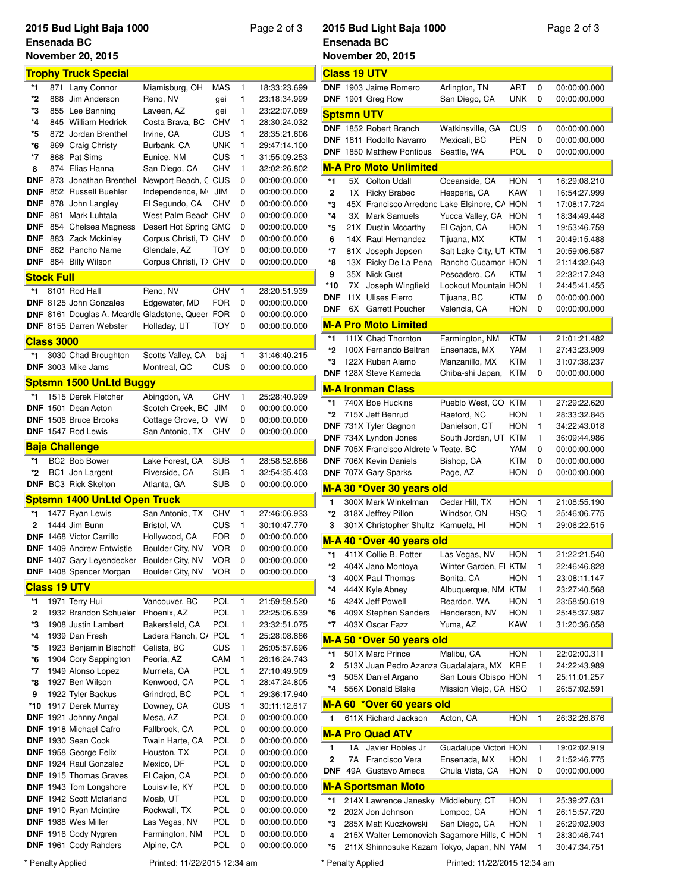# 2015 Bud Light Baja 1000
**Ensenada BC**
**November 20, 2015**

## Trophy Truck Special

| Pos | No. | Name | Hometown | Mfr | Laps | Time |
|---|---|---|---|---|---|---|
| *1 | 871 | Larry Connor | Miamisburg, OH | MAS | 1 | 18:33:23.699 |
| *2 | 888 | Jim Anderson | Reno, NV | gei | 1 | 23:18:34.999 |
| *3 | 855 | Lee Banning | Laveen, AZ | gei | 1 | 23:22:07.089 |
| *4 | 845 | William Hedrick | Costa Brava, BC | CHV | 1 | 28:30:24.032 |
| *5 | 872 | Jordan Brenthel | Irvine, CA | CUS | 1 | 28:35:21.606 |
| *6 | 869 | Craig Christy | Burbank, CA | UNK | 1 | 29:47:14.100 |
| *7 | 868 | Pat Sims | Eunice, NM | CUS | 1 | 31:55:09.253 |
| 8 | 874 | Elias Hanna | San Diego, CA | CHV | 1 | 32:02:26.802 |
| DNF | 873 | Jonathan Brenthel | Newport Beach, C | CUS | 0 | 00:00:00.000 |
| DNF | 852 | Russell Buehler | Independence, M | JIM | 0 | 00:00:00.000 |
| DNF | 878 | John Langley | El Segundo, CA | CHV | 0 | 00:00:00.000 |
| DNF | 881 | Mark Luhtala | West Palm Beach | CHV | 0 | 00:00:00.000 |
| DNF | 854 | Chelsea Magness | Desert Hot Spring | GMC | 0 | 00:00:00.000 |
| DNF | 883 | Zack Mckinley | Corpus Christi, T | CHV | 0 | 00:00:00.000 |
| DNF | 862 | Pancho Name | Glendale, AZ | TOY | 0 | 00:00:00.000 |
| DNF | 884 | Billy Wilson | Corpus Christi, T | CHV | 0 | 00:00:00.000 |

## Stock Full

| Pos | No. | Name | Hometown | Mfr | Laps | Time |
|---|---|---|---|---|---|---|
| *1 | 8101 | Rod Hall | Reno, NV | CHV | 1 | 28:20:51.939 |
| DNF | 8125 | John Gonzales | Edgewater, MD | FOR | 0 | 00:00:00.000 |
| DNF | 8161 | Douglas A. Mcardle | Gladstone, Queer | FOR | 0 | 00:00:00.000 |
| DNF | 8155 | Darren Webster | Holladay, UT | TOY | 0 | 00:00:00.000 |

## Class 3000

| Pos | No. | Name | Hometown | Mfr | Laps | Time |
|---|---|---|---|---|---|---|
| *1 | 3030 | Chad Broughton | Scotts Valley, CA | baj | 1 | 31:46:40.215 |
| DNF | 3003 | Mike Jams | Montreal, QC | CUS | 0 | 00:00:00.000 |

## Sptsmn 1500 UnLtd Buggy

| Pos | No. | Name | Hometown | Mfr | Laps | Time |
|---|---|---|---|---|---|---|
| *1 | 1515 | Derek Fletcher | Abingdon, VA | CHV | 1 | 25:28:40.999 |
| DNF | 1501 | Dean Acton | Scotch Creek, BC | JIM | 0 | 00:00:00.000 |
| DNF | 1506 | Bruce Brooks | Cottage Grove, O | VW | 0 | 00:00:00.000 |
| DNF | 1547 | Rod Lewis | San Antonio, TX | CHV | 0 | 00:00:00.000 |

## Baja Challenge

| Pos | No. | Name | Hometown | Mfr | Laps | Time |
|---|---|---|---|---|---|---|
| *1 | BC2 | Bob Bower | Lake Forest, CA | SUB | 1 | 28:58:52.686 |
| *2 | BC1 | Jon Largent | Riverside, CA | SUB | 1 | 32:54:35.403 |
| DNF | BC3 | Rick Skelton | Atlanta, GA | SUB | 0 | 00:00:00.000 |

## Sptsmn 1400 UnLtd Open Truck

| Pos | No. | Name | Hometown | Mfr | Laps | Time |
|---|---|---|---|---|---|---|
| *1 | 1477 | Ryan Lewis | San Antonio, TX | CHV | 1 | 27:46:06.933 |
| 2 | 1444 | Jim Bunn | Bristol, VA | CUS | 1 | 30:10:47.770 |
| DNF | 1468 | Victor Carrillo | Hollywood, CA | FOR | 0 | 00:00:00.000 |
| DNF | 1409 | Andrew Entwistle | Boulder City, NV | VOR | 0 | 00:00:00.000 |
| DNF | 1407 | Gary Leyendecker | Boulder City, NV | VOR | 0 | 00:00:00.000 |
| DNF | 1408 | Spencer Morgan | Boulder City, NV | VOR | 0 | 00:00:00.000 |

## Class 19 UTV

| Pos | No. | Name | Hometown | Mfr | Laps | Time |
|---|---|---|---|---|---|---|
| *1 | 1971 | Terry Hui | Vancouver, BC | POL | 1 | 21:59:59.520 |
| 2 | 1932 | Brandon Schueler | Phoenix, AZ | POL | 1 | 22:25:06.639 |
| *3 | 1908 | Justin Lambert | Bakersfield, CA | POL | 1 | 23:32:51.075 |
| *4 | 1939 | Dan Fresh | Ladera Ranch, CA | POL | 1 | 25:28:08.886 |
| *5 | 1923 | Benjamin Bischoff | Celista, BC | CUS | 1 | 26:05:57.696 |
| *6 | 1904 | Cory Sappington | Peoria, AZ | CAM | 1 | 26:16:24.743 |
| *7 | 1949 | Alonso Lopez | Murrieta, CA | POL | 1 | 27:10:49.909 |
| *8 | 1927 | Ben Wilson | Kenwood, CA | POL | 1 | 28:47:24.805 |
| 9 | 1922 | Tyler Backus | Grindrod, BC | POL | 1 | 29:36:17.940 |
| *10 | 1917 | Derek Murray | Downey, CA | CUS | 1 | 30:11:12.617 |
| DNF | 1921 | Johnny Angal | Mesa, AZ | POL | 0 | 00:00:00.000 |
| DNF | 1918 | Michael Cafro | Fallbrook, CA | POL | 0 | 00:00:00.000 |
| DNF | 1930 | Sean Cook | Twain Harte, CA | POL | 0 | 00:00:00.000 |
| DNF | 1958 | George Felix | Houston, TX | POL | 0 | 00:00:00.000 |
| DNF | 1924 | Raul Gonzalez | Mexico, DF | POL | 0 | 00:00:00.000 |
| DNF | 1915 | Thomas Graves | El Cajon, CA | POL | 0 | 00:00:00.000 |
| DNF | 1943 | Tom Longshore | Louisville, KY | POL | 0 | 00:00:00.000 |
| DNF | 1942 | Scott Mcfarland | Moab, UT | POL | 0 | 00:00:00.000 |
| DNF | 1910 | Ryan Mcintire | Rockwall, TX | POL | 0 | 00:00:00.000 |
| DNF | 1988 | Wes Miller | Las Vegas, NV | POL | 0 | 00:00:00.000 |
| DNF | 1916 | Cody Nygren | Farmington, NM | POL | 0 | 00:00:00.000 |
| DNF | 1961 | Cody Rahders | Alpine, CA | POL | 0 | 00:00:00.000 |
| DNF | 1903 | Jaime Romero | Arlington, TN | ART | 0 | 00:00:00.000 |
| DNF | 1901 | Greg Row | San Diego, CA | UNK | 0 | 00:00:00.000 |

## Sptsmn UTV

| Pos | No. | Name | Hometown | Mfr | Laps | Time |
|---|---|---|---|---|---|---|
| DNF | 1852 | Robert Branch | Watkinsville, GA | CUS | 0 | 00:00:00.000 |
| DNF | 1811 | Rodolfo Navarro | Mexicali, BC | PEN | 0 | 00:00:00.000 |
| DNF | 1850 | Matthew Pontious | Seattle, WA | POL | 0 | 00:00:00.000 |

## M-A Pro Moto Unlimited

| Pos | No. | Name | Hometown | Mfr | Laps | Time |
|---|---|---|---|---|---|---|
| *1 | 5X | Colton Udall | Oceanside, CA | HON | 1 | 16:29:08.210 |
| 2 | 1X | Ricky Brabec | Hesperia, CA | KAW | 1 | 16:54:27.999 |
| *3 | 45X | Francisco Arredond | Lake Elsinore, CA | HON | 1 | 17:08:17.724 |
| *4 | 3X | Mark Samuels | Yucca Valley, CA | HON | 1 | 18:34:49.448 |
| *5 | 21X | Dustin Mccarthy | El Cajon, CA | HON | 1 | 19:53:46.759 |
| 6 | 14X | Raul Hernandez | Tijuana, MX | KTM | 1 | 20:49:15.488 |
| *7 | 81X | Joseph Jepsen | Salt Lake City, UT | KTM | 1 | 20:59:06.587 |
| *8 | 13X | Ricky De La Pena | Rancho Cucamor | HON | 1 | 21:14:32.643 |
| 9 | 35X | Nick Gust | Pescadero, CA | KTM | 1 | 22:32:17.243 |
| *10 | 7X | Joseph Wingfield | Lookout Mountain | HON | 1 | 24:45:41.455 |
| DNF | 11X | Ulises Fierro | Tijuana, BC | KTM | 0 | 00:00:00.000 |
| DNF | 6X | Garrett Poucher | Valencia, CA | HON | 0 | 00:00:00.000 |

## M-A Pro Moto Limited

| Pos | No. | Name | Hometown | Mfr | Laps | Time |
|---|---|---|---|---|---|---|
| *1 | 111X | Chad Thornton | Farmington, NM | KTM | 1 | 21:01:21.482 |
| *2 | 100X | Fernando Beltran | Ensenada, MX | YAM | 1 | 27:43:23.909 |
| *3 | 122X | Ruben Alamo | Manzanillo, MX | KTM | 1 | 31:07:38.237 |
| DNF | 128X | Steve Kameda | Chiba-shi Japan, | KTM | 0 | 00:00:00.000 |

## M-A Ironman Class

| Pos | No. | Name | Hometown | Mfr | Laps | Time |
|---|---|---|---|---|---|---|
| *1 | 740X | Boe Huckins | Pueblo West, CO | KTM | 1 | 27:29:22.620 |
| *2 | 715X | Jeff Benrud | Raeford, NC | HON | 1 | 28:33:32.845 |
| DNF | 731X | Tyler Gagnon | Danielson, CT | HON | 1 | 34:22:43.018 |
| DNF | 734X | Lyndon Jones | South Jordan, UT | KTM | 1 | 36:09:44.986 |
| DNF | 705X | Francisco Aldrete V | Teate, BC | YAM | 0 | 00:00:00.000 |
| DNF | 706X | Kevin Daniels | Bishop, CA | KTM | 0 | 00:00:00.000 |
| DNF | 707X | Gary Sparks | Page, AZ | HON | 0 | 00:00:00.000 |

## M-A 30 *Over 30 years old

| Pos | No. | Name | Hometown | Mfr | Laps | Time |
|---|---|---|---|---|---|---|
| 1 | 300X | Mark Winkelman | Cedar Hill, TX | HON | 1 | 21:08:55.190 |
| *2 | 318X | Jeffrey Pillon | Windsor, ON | HSQ | 1 | 25:46:06.775 |
| 3 | 301X | Christopher Shultz | Kamuela, HI | HON | 1 | 29:06:22.515 |

## M-A 40 *Over 40 years old

| Pos | No. | Name | Hometown | Mfr | Laps | Time |
|---|---|---|---|---|---|---|
| *1 | 411X | Collie B. Potter | Las Vegas, NV | HON | 1 | 21:22:21.540 |
| *2 | 404X | Jano Montoya | Winter Garden, Fl | KTM | 1 | 22:46:46.828 |
| *3 | 400X | Paul Thomas | Bonita, CA | HON | 1 | 23:08:11.147 |
| *4 | 444X | Kyle Abney | Albuquerque, NM | KTM | 1 | 23:27:40.568 |
| *5 | 424X | Jeff Powell | Reardon, WA | HON | 1 | 23:58:50.619 |
| *6 | 409X | Stephen Sanders | Henderson, NV | HON | 1 | 25:45:37.987 |
| *7 | 403X | Oscar Fazz | Yuma, AZ | KAW | 1 | 31:20:36.658 |

## M-A 50 *Over 50 years old

| Pos | No. | Name | Hometown | Mfr | Laps | Time |
|---|---|---|---|---|---|---|
| *1 | 501X | Marc Prince | Malibu, CA | HON | 1 | 22:02:00.311 |
| 2 | 513X | Juan Pedro Azanza | Guadalajara, MX | KRE | 1 | 24:22:43.989 |
| *3 | 505X | Daniel Argano | San Louis Obispo | HON | 1 | 25:11:01.257 |
| *4 | 556X | Donald Blake | Mission Viejo, CA | HSQ | 1 | 26:57:02.591 |

## M-A 60 *Over 60 years old

| Pos | No. | Name | Hometown | Mfr | Laps | Time |
|---|---|---|---|---|---|---|
| 1 | 611X | Richard Jackson | Acton, CA | HON | 1 | 26:32:26.876 |

## M-A Pro Quad ATV

| Pos | No. | Name | Hometown | Mfr | Laps | Time |
|---|---|---|---|---|---|---|
| 1 | 1A | Javier Robles Jr | Guadalupe Victori | HON | 1 | 19:02:02.919 |
| 2 | 7A | Francisco Vera | Ensenada, MX | HON | 1 | 21:52:46.775 |
| DNF | 49A | Gustavo Ameca | Chula Vista, CA | HON | 0 | 00:00:00.000 |

## M-A Sportsman Moto

| Pos | No. | Name | Hometown | Mfr | Laps | Time |
|---|---|---|---|---|---|---|
| *1 | 214X | Lawrence Janesky | Middlebury, CT | HON | 1 | 25:39:27.631 |
| *2 | 202X | Jon Johnson | Lompoc, CA | HON | 1 | 26:15:57.720 |
| *3 | 285X | Matt Kuczkowski | San Diego, CA | HON | 1 | 26:29:02.903 |
| 4 | 215X | Walter Lemonovich | Sagamore Hills, C | HON | 1 | 28:30:46.741 |
| *5 | 211X | Shinnosuke Kazam | Tokyo, Japan, NN | YAM | 1 | 30:47:34.751 |

\* Penalty Applied

Printed: 11/22/2015 12:34 am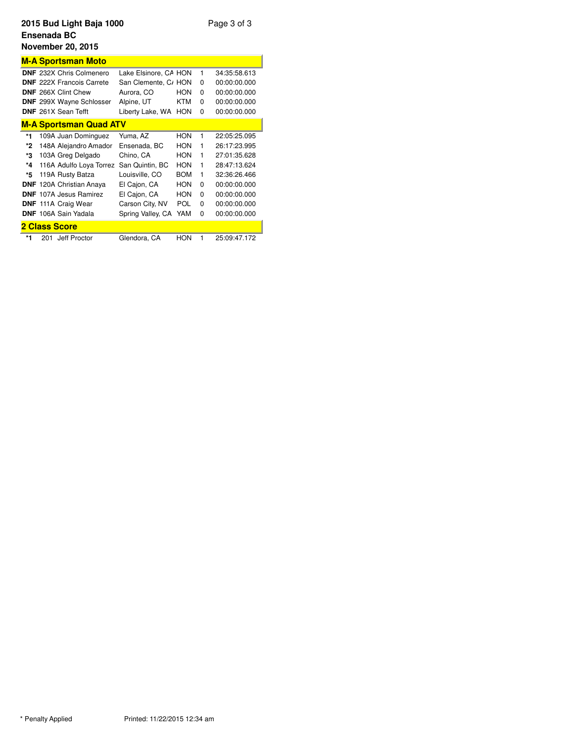**2015 Bud Light Baja 1000**
**Ensenada BC**
**November 20, 2015**

## M-A Sportsman Moto

| | | | | | | |
|---|---|---|---|---|---|---|
| **DNF** | 232X | Chris Colmenero | Lake Elsinore, CA | HON | 1 | 34:35:58.613 |
| **DNF** | 222X | Francois Carrete | San Clemente, CA | HON | 0 | 00:00:00.000 |
| **DNF** | 266X | Clint Chew | Aurora, CO | HON | 0 | 00:00:00.000 |
| **DNF** | 299X | Wayne Schlosser | Alpine, UT | KTM | 0 | 00:00:00.000 |
| **DNF** | 261X | Sean Tefft | Liberty Lake, WA | HON | 0 | 00:00:00.000 |

## M-A Sportsman Quad ATV

| | | | | | | |
|---|---|---|---|---|---|---|
| ***1** | 109A | Juan Dominguez | Yuma, AZ | HON | 1 | 22:05:25.095 |
| ***2** | 148A | Alejandro Amador | Ensenada, BC | HON | 1 | 26:17:23.995 |
| ***3** | 103A | Greg Delgado | Chino, CA | HON | 1 | 27:01:35.628 |
| ***4** | 116A | Adulfo Loya Torrez | San Quintin, BC | HON | 1 | 28:47:13.624 |
| ***5** | 119A | Rusty Batza | Louisville, CO | BOM | 1 | 32:36:26.466 |
| **DNF** | 120A | Christian Anaya | El Cajon, CA | HON | 0 | 00:00:00.000 |
| **DNF** | 107A | Jesus Ramirez | El Cajon, CA | HON | 0 | 00:00:00.000 |
| **DNF** | 111A | Craig Wear | Carson City, NV | POL | 0 | 00:00:00.000 |
| **DNF** | 106A | Sain Yadala | Spring Valley, CA | YAM | 0 | 00:00:00.000 |

## 2 Class Score

| | | | | | | |
|---|---|---|---|---|---|---|
| ***1** | 201 | Jeff Proctor | Glendora, CA | HON | 1 | 25:09:47.172 |

* Penalty Applied

Printed: 11/22/2015 12:34 am